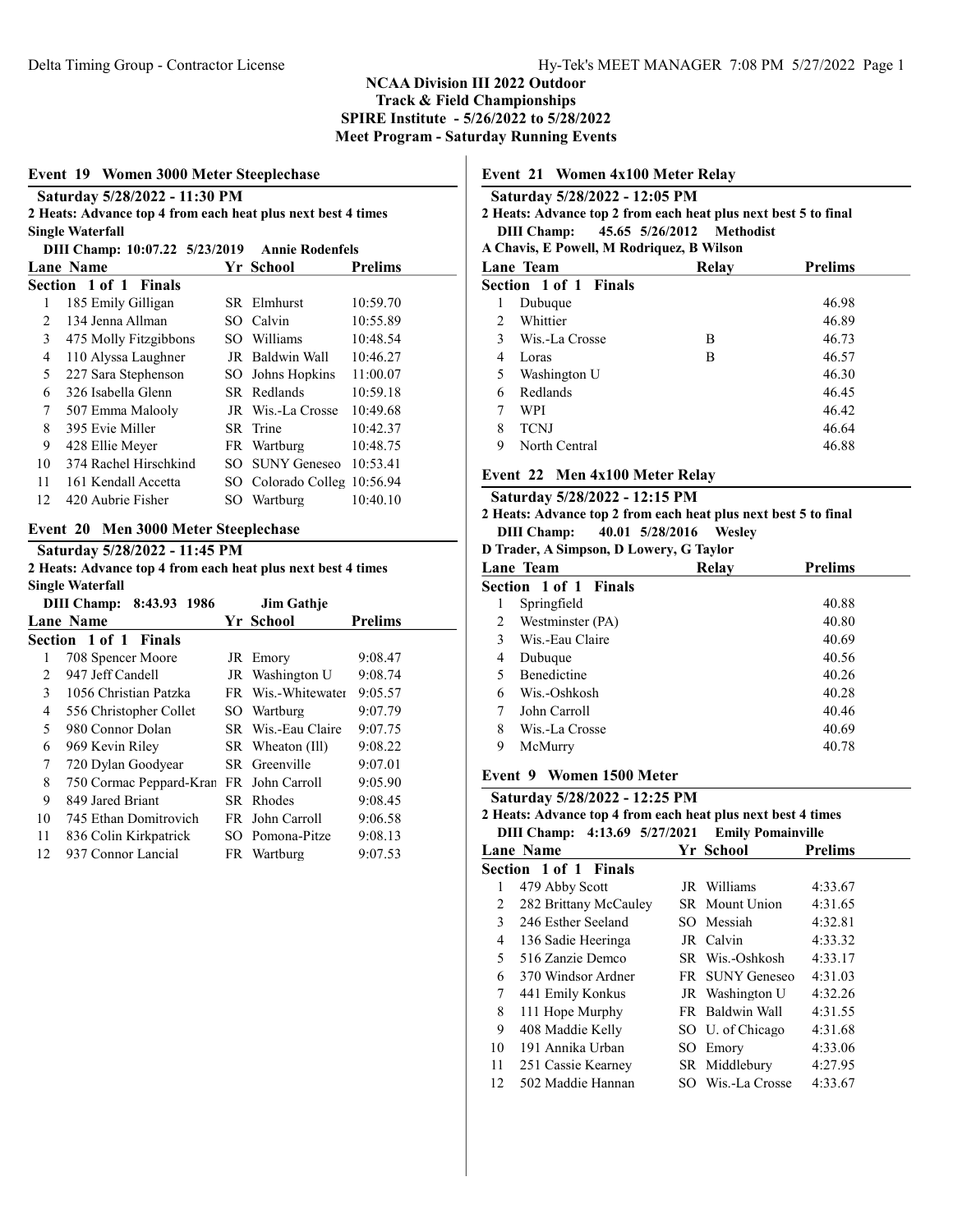# NCAA Division III 2022 Outdoor Track & Field Championships
## SPIRE Institute - 5/26/2022 to 5/28/2022
### Meet Program - Saturday Running Events

## Event 19 Women 3000 Meter Steeplechase

**Saturday 5/28/2022 - 11:30 PM**

**2 Heats: Advance top 4 from each heat plus next best 4 times**

**Single Waterfall**

**DIII Champ: 10:07.22 5/23/2019 Annie Rodenfels**

| Lane | Name | Yr | School | Prelims |
|---|---|---|---|---|
| **Section 1 of 1 Finals** | | | | |
| 1 | 185 Emily Gilligan | SR | Elmhurst | 10:59.70 |
| 2 | 134 Jenna Allman | SO | Calvin | 10:55.89 |
| 3 | 475 Molly Fitzgibbons | SO | Williams | 10:48.54 |
| 4 | 110 Alyssa Laughner | JR | Baldwin Wall | 10:46.27 |
| 5 | 227 Sara Stephenson | SO | Johns Hopkins | 11:00.07 |
| 6 | 326 Isabella Glenn | SR | Redlands | 10:59.18 |
| 7 | 507 Emma Malooly | JR | Wis.-La Crosse | 10:49.68 |
| 8 | 395 Evie Miller | SR | Trine | 10:42.37 |
| 9 | 428 Ellie Meyer | FR | Wartburg | 10:48.75 |
| 10 | 374 Rachel Hirschkind | SO | SUNY Geneseo | 10:53.41 |
| 11 | 161 Kendall Accetta | SO | Colorado Colleg | 10:56.94 |
| 12 | 420 Aubrie Fisher | SO | Wartburg | 10:40.10 |

## Event 20 Men 3000 Meter Steeplechase

**Saturday 5/28/2022 - 11:45 PM**

**2 Heats: Advance top 4 from each heat plus next best 4 times**

**Single Waterfall**

**DIII Champ: 8:43.93 1986 Jim Gathje**

| Lane | Name | Yr | School | Prelims |
|---|---|---|---|---|
| **Section 1 of 1 Finals** | | | | |
| 1 | 708 Spencer Moore | JR | Emory | 9:08.47 |
| 2 | 947 Jeff Candell | JR | Washington U | 9:08.74 |
| 3 | 1056 Christian Patzka | FR | Wis.-Whitewater | 9:05.57 |
| 4 | 556 Christopher Collet | SO | Wartburg | 9:07.79 |
| 5 | 980 Connor Dolan | SR | Wis.-Eau Claire | 9:07.75 |
| 6 | 969 Kevin Riley | SR | Wheaton (Ill) | 9:08.22 |
| 7 | 720 Dylan Goodyear | SR | Greenville | 9:07.01 |
| 8 | 750 Cormac Peppard-Kran | FR | John Carroll | 9:05.90 |
| 9 | 849 Jared Briant | SR | Rhodes | 9:08.45 |
| 10 | 745 Ethan Domitrovich | FR | John Carroll | 9:06.58 |
| 11 | 836 Colin Kirkpatrick | SO | Pomona-Pitze | 9:08.13 |
| 12 | 937 Connor Lancial | FR | Wartburg | 9:07.53 |

## Event 21 Women 4x100 Meter Relay

**Saturday 5/28/2022 - 12:05 PM**

**2 Heats: Advance top 2 from each heat plus next best 5 to final**

**DIII Champ: 45.65 5/26/2012 Methodist**

**A Chavis, E Powell, M Rodriquez, B Wilson**

| Lane | Team | Relay | Prelims |
|---|---|---|---|
| **Section 1 of 1 Finals** | | | |
| 1 | Dubuque | | 46.98 |
| 2 | Whittier | | 46.89 |
| 3 | Wis.-La Crosse | B | 46.73 |
| 4 | Loras | B | 46.57 |
| 5 | Washington U | | 46.30 |
| 6 | Redlands | | 46.45 |
| 7 | WPI | | 46.42 |
| 8 | TCNJ | | 46.64 |
| 9 | North Central | | 46.88 |

## Event 22 Men 4x100 Meter Relay

**Saturday 5/28/2022 - 12:15 PM**

**2 Heats: Advance top 2 from each heat plus next best 5 to final**

**DIII Champ: 40.01 5/28/2016 Wesley**

**D Trader, A Simpson, D Lowery, G Taylor**

| Lane | Team | Relay | Prelims |
|---|---|---|---|
| **Section 1 of 1 Finals** | | | |
| 1 | Springfield | | 40.88 |
| 2 | Westminster (PA) | | 40.80 |
| 3 | Wis.-Eau Claire | | 40.69 |
| 4 | Dubuque | | 40.56 |
| 5 | Benedictine | | 40.26 |
| 6 | Wis.-Oshkosh | | 40.28 |
| 7 | John Carroll | | 40.46 |
| 8 | Wis.-La Crosse | | 40.69 |
| 9 | McMurry | | 40.78 |

## Event 9 Women 1500 Meter

**Saturday 5/28/2022 - 12:25 PM**

**2 Heats: Advance top 4 from each heat plus next best 4 times**

**DIII Champ: 4:13.69 5/27/2021 Emily Pomainville**

| Lane | Name | Yr | School | Prelims |
|---|---|---|---|---|
| **Section 1 of 1 Finals** | | | | |
| 1 | 479 Abby Scott | JR | Williams | 4:33.67 |
| 2 | 282 Brittany McCauley | SR | Mount Union | 4:31.65 |
| 3 | 246 Esther Seeland | SO | Messiah | 4:32.81 |
| 4 | 136 Sadie Heeringa | JR | Calvin | 4:33.32 |
| 5 | 516 Zanzie Demco | SR | Wis.-Oshkosh | 4:33.17 |
| 6 | 370 Windsor Ardner | FR | SUNY Geneseo | 4:31.03 |
| 7 | 441 Emily Konkus | JR | Washington U | 4:32.26 |
| 8 | 111 Hope Murphy | FR | Baldwin Wall | 4:31.55 |
| 9 | 408 Maddie Kelly | SO | U. of Chicago | 4:31.68 |
| 10 | 191 Annika Urban | SO | Emory | 4:33.06 |
| 11 | 251 Cassie Kearney | SR | Middlebury | 4:27.95 |
| 12 | 502 Maddie Hannan | SO | Wis.-La Crosse | 4:33.67 |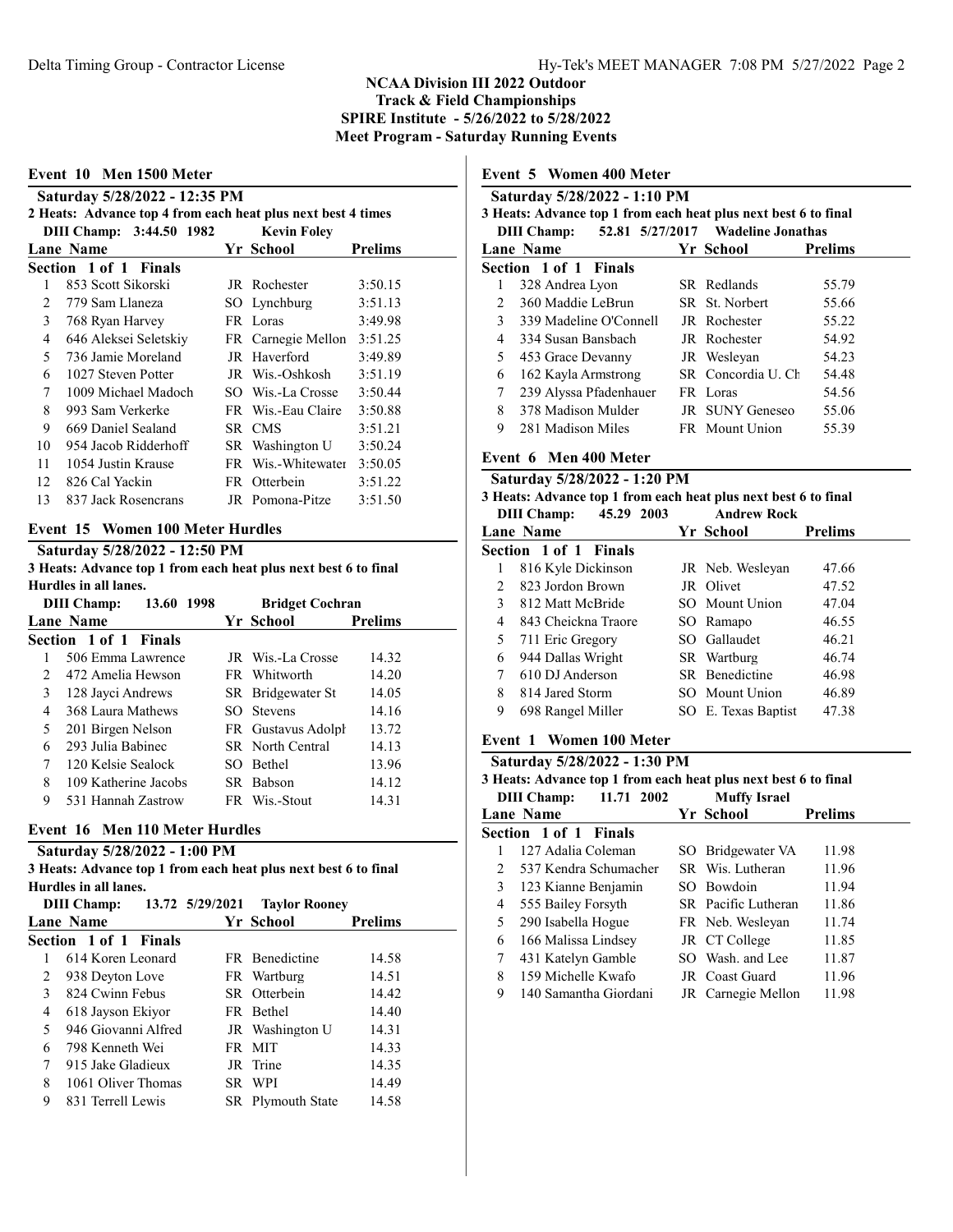# NCAA Division III 2022 Outdoor Track & Field Championships
## SPIRE Institute - 5/26/2022 to 5/28/2022
## Meet Program - Saturday Running Events

### Event 10 Men 1500 Meter

**Saturday 5/28/2022 - 12:35 PM**

**2 Heats: Advance top 4 from each heat plus next best 4 times**

**DIII Champ: 3:44.50 1982 Kevin Foley**

| Lane | Name | Yr | School | Prelims |
|---|---|---|---|---|
| **Section 1 of 1 Finals** | | | | |
| 1 | 853 Scott Sikorski | JR | Rochester | 3:50.15 |
| 2 | 779 Sam Llaneza | SO | Lynchburg | 3:51.13 |
| 3 | 768 Ryan Harvey | FR | Loras | 3:49.98 |
| 4 | 646 Aleksei Seletskiy | FR | Carnegie Mellon | 3:51.25 |
| 5 | 736 Jamie Moreland | JR | Haverford | 3:49.89 |
| 6 | 1027 Steven Potter | JR | Wis.-Oshkosh | 3:51.19 |
| 7 | 1009 Michael Madoch | SO | Wis.-La Crosse | 3:50.44 |
| 8 | 993 Sam Verkerke | FR | Wis.-Eau Claire | 3:50.88 |
| 9 | 669 Daniel Sealand | SR | CMS | 3:51.21 |
| 10 | 954 Jacob Ridderhoff | SR | Washington U | 3:50.24 |
| 11 | 1054 Justin Krause | FR | Wis.-Whitewater | 3:50.05 |
| 12 | 826 Cal Yackin | FR | Otterbein | 3:51.22 |
| 13 | 837 Jack Rosencrans | JR | Pomona-Pitze | 3:51.50 |

### Event 15 Women 100 Meter Hurdles

**Saturday 5/28/2022 - 12:50 PM**

**3 Heats: Advance top 1 from each heat plus next best 6 to final**

**Hurdles in all lanes.**

**DIII Champ: 13.60 1998 Bridget Cochran**

| Lane | Name | Yr | School | Prelims |
|---|---|---|---|---|
| **Section 1 of 1 Finals** | | | | |
| 1 | 506 Emma Lawrence | JR | Wis.-La Crosse | 14.32 |
| 2 | 472 Amelia Hewson | FR | Whitworth | 14.20 |
| 3 | 128 Jayci Andrews | SR | Bridgewater St | 14.05 |
| 4 | 368 Laura Mathews | SO | Stevens | 14.16 |
| 5 | 201 Birgen Nelson | FR | Gustavus Adolpl | 13.72 |
| 6 | 293 Julia Babinec | SR | North Central | 14.13 |
| 7 | 120 Kelsie Sealock | SO | Bethel | 13.96 |
| 8 | 109 Katherine Jacobs | SR | Babson | 14.12 |
| 9 | 531 Hannah Zastrow | FR | Wis.-Stout | 14.31 |

### Event 16 Men 110 Meter Hurdles

**Saturday 5/28/2022 - 1:00 PM**

**3 Heats: Advance top 1 from each heat plus next best 6 to final**

**Hurdles in all lanes.**

**DIII Champ: 13.72 5/29/2021 Taylor Rooney**

| Lane | Name | Yr | School | Prelims |
|---|---|---|---|---|
| **Section 1 of 1 Finals** | | | | |
| 1 | 614 Koren Leonard | FR | Benedictine | 14.58 |
| 2 | 938 Deyton Love | FR | Wartburg | 14.51 |
| 3 | 824 Cwinn Febus | SR | Otterbein | 14.42 |
| 4 | 618 Jayson Ekiyor | FR | Bethel | 14.40 |
| 5 | 946 Giovanni Alfred | JR | Washington U | 14.31 |
| 6 | 798 Kenneth Wei | FR | MIT | 14.33 |
| 7 | 915 Jake Gladieux | JR | Trine | 14.35 |
| 8 | 1061 Oliver Thomas | SR | WPI | 14.49 |
| 9 | 831 Terrell Lewis | SR | Plymouth State | 14.58 |

### Event 5 Women 400 Meter

**Saturday 5/28/2022 - 1:10 PM**

**3 Heats: Advance top 1 from each heat plus next best 6 to final**

**DIII Champ: 52.81 5/27/2017 Wadeline Jonathas**

| Lane | Name | Yr | School | Prelims |
|---|---|---|---|---|
| **Section 1 of 1 Finals** | | | | |
| 1 | 328 Andrea Lyon | SR | Redlands | 55.79 |
| 2 | 360 Maddie LeBrun | SR | St. Norbert | 55.66 |
| 3 | 339 Madeline O'Connell | JR | Rochester | 55.22 |
| 4 | 334 Susan Bansbach | JR | Rochester | 54.92 |
| 5 | 453 Grace Devanny | JR | Wesleyan | 54.23 |
| 6 | 162 Kayla Armstrong | SR | Concordia U. Ch | 54.48 |
| 7 | 239 Alyssa Pfadenhauer | FR | Loras | 54.56 |
| 8 | 378 Madison Mulder | JR | SUNY Geneseo | 55.06 |
| 9 | 281 Madison Miles | FR | Mount Union | 55.39 |

### Event 6 Men 400 Meter

**Saturday 5/28/2022 - 1:20 PM**

**3 Heats: Advance top 1 from each heat plus next best 6 to final**

**DIII Champ: 45.29 2003 Andrew Rock**

| Lane | Name | Yr | School | Prelims |
|---|---|---|---|---|
| **Section 1 of 1 Finals** | | | | |
| 1 | 816 Kyle Dickinson | JR | Neb. Wesleyan | 47.66 |
| 2 | 823 Jordon Brown | JR | Olivet | 47.52 |
| 3 | 812 Matt McBride | SO | Mount Union | 47.04 |
| 4 | 843 Cheickna Traore | SO | Ramapo | 46.55 |
| 5 | 711 Eric Gregory | SO | Gallaudet | 46.21 |
| 6 | 944 Dallas Wright | SR | Wartburg | 46.74 |
| 7 | 610 DJ Anderson | SR | Benedictine | 46.98 |
| 8 | 814 Jared Storm | SO | Mount Union | 46.89 |
| 9 | 698 Rangel Miller | SO | E. Texas Baptist | 47.38 |

### Event 1 Women 100 Meter

**Saturday 5/28/2022 - 1:30 PM**

**3 Heats: Advance top 1 from each heat plus next best 6 to final**

**DIII Champ: 11.71 2002 Muffy Israel**

| Lane | Name | Yr | School | Prelims |
|---|---|---|---|---|
| **Section 1 of 1 Finals** | | | | |
| 1 | 127 Adalia Coleman | SO | Bridgewater VA | 11.98 |
| 2 | 537 Kendra Schumacher | SR | Wis. Lutheran | 11.96 |
| 3 | 123 Kianne Benjamin | SO | Bowdoin | 11.94 |
| 4 | 555 Bailey Forsyth | SR | Pacific Lutheran | 11.86 |
| 5 | 290 Isabella Hogue | FR | Neb. Wesleyan | 11.74 |
| 6 | 166 Malissa Lindsey | JR | CT College | 11.85 |
| 7 | 431 Katelyn Gamble | SO | Wash. and Lee | 11.87 |
| 8 | 159 Michelle Kwafo | JR | Coast Guard | 11.96 |
| 9 | 140 Samantha Giordani | JR | Carnegie Mellon | 11.98 |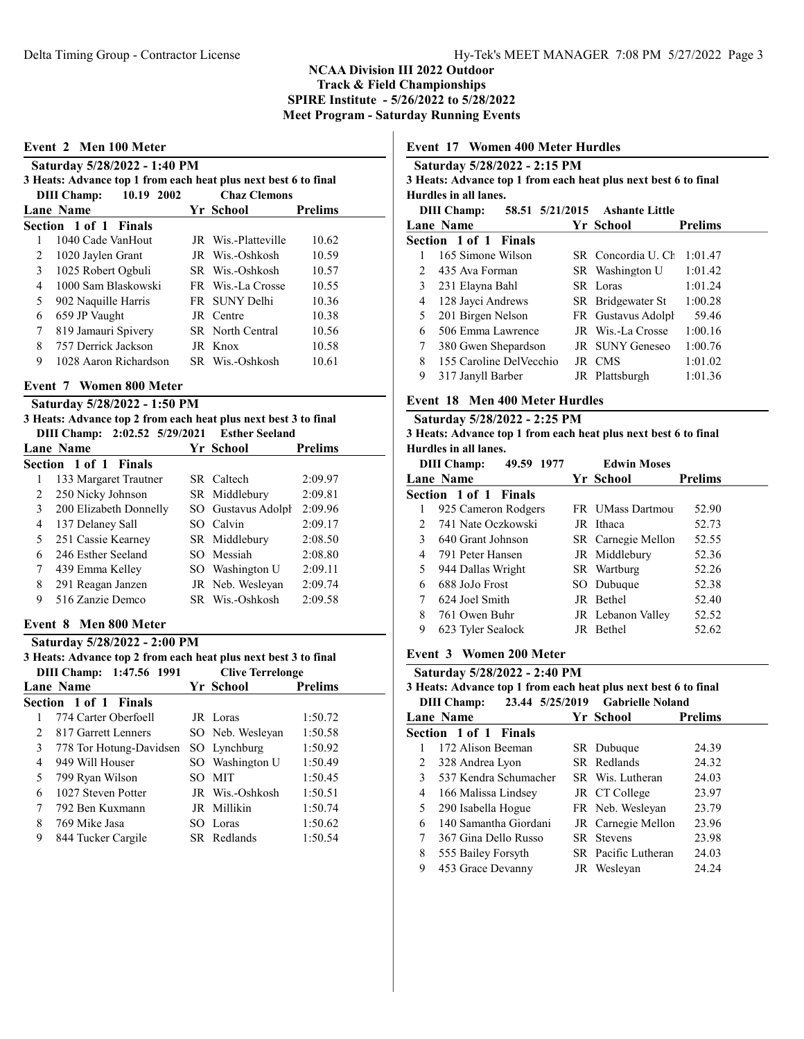## NCAA Division III 2022 Outdoor Track & Field Championships
## SPIRE Institute - 5/26/2022 to 5/28/2022
## Meet Program - Saturday Running Events

### Event 2 Men 100 Meter

**Saturday 5/28/2022 - 1:40 PM**

**3 Heats: Advance top 1 from each heat plus next best 6 to final**

**DIII Champ: 10.19 2002 Chaz Clemons**

**Section 1 of 1 Finals**

| Lane | Name | Yr | School | Prelims |
|---|---|---|---|---|
| 1 | 1040 Cade VanHout | JR | Wis.-Platteville | 10.62 |
| 2 | 1020 Jaylen Grant | JR | Wis.-Oshkosh | 10.59 |
| 3 | 1025 Robert Ogbuli | SR | Wis.-Oshkosh | 10.57 |
| 4 | 1000 Sam Blaskowski | FR | Wis.-La Crosse | 10.55 |
| 5 | 902 Naquille Harris | FR | SUNY Delhi | 10.36 |
| 6 | 659 JP Vaught | JR | Centre | 10.38 |
| 7 | 819 Jamauri Spivery | SR | North Central | 10.56 |
| 8 | 757 Derrick Jackson | JR | Knox | 10.58 |
| 9 | 1028 Aaron Richardson | SR | Wis.-Oshkosh | 10.61 |

### Event 7 Women 800 Meter

**Saturday 5/28/2022 - 1:50 PM**

**3 Heats: Advance top 2 from each heat plus next best 3 to final**

**DIII Champ: 2:02.52 5/29/2021 Esther Seeland**

**Section 1 of 1 Finals**

| Lane | Name | Yr | School | Prelims |
|---|---|---|---|---|
| 1 | 133 Margaret Trautner | SR | Caltech | 2:09.97 |
| 2 | 250 Nicky Johnson | SR | Middlebury | 2:09.81 |
| 3 | 200 Elizabeth Donnelly | SO | Gustavus Adolpl | 2:09.96 |
| 4 | 137 Delaney Sall | SO | Calvin | 2:09.17 |
| 5 | 251 Cassie Kearney | SR | Middlebury | 2:08.50 |
| 6 | 246 Esther Seeland | SO | Messiah | 2:08.80 |
| 7 | 439 Emma Kelley | SO | Washington U | 2:09.11 |
| 8 | 291 Reagan Janzen | JR | Neb. Wesleyan | 2:09.74 |
| 9 | 516 Zanzie Demco | SR | Wis.-Oshkosh | 2:09.58 |

### Event 8 Men 800 Meter

**Saturday 5/28/2022 - 2:00 PM**

**3 Heats: Advance top 2 from each heat plus next best 3 to final**

**DIII Champ: 1:47.56 1991 Clive Terrelonge**

**Section 1 of 1 Finals**

| Lane | Name | Yr | School | Prelims |
|---|---|---|---|---|
| 1 | 774 Carter Oberfoell | JR | Loras | 1:50.72 |
| 2 | 817 Garrett Lenners | SO | Neb. Wesleyan | 1:50.58 |
| 3 | 778 Tor Hotung-Davidsen | SO | Lynchburg | 1:50.92 |
| 4 | 949 Will Houser | SO | Washington U | 1:50.49 |
| 5 | 799 Ryan Wilson | SO | MIT | 1:50.45 |
| 6 | 1027 Steven Potter | JR | Wis.-Oshkosh | 1:50.51 |
| 7 | 792 Ben Kuxmann | JR | Millikin | 1:50.74 |
| 8 | 769 Mike Jasa | SO | Loras | 1:50.62 |
| 9 | 844 Tucker Cargile | SR | Redlands | 1:50.54 |

### Event 17 Women 400 Meter Hurdles

**Saturday 5/28/2022 - 2:15 PM**

**3 Heats: Advance top 1 from each heat plus next best 6 to final**

**Hurdles in all lanes.**

**DIII Champ: 58.51 5/21/2015 Ashante Little**

**Section 1 of 1 Finals**

| Lane | Name | Yr | School | Prelims |
|---|---|---|---|---|
| 1 | 165 Simone Wilson | SR | Concordia U. Ch | 1:01.47 |
| 2 | 435 Ava Forman | SR | Washington U | 1:01.42 |
| 3 | 231 Elayna Bahl | SR | Loras | 1:01.24 |
| 4 | 128 Jayci Andrews | SR | Bridgewater St | 1:00.28 |
| 5 | 201 Birgen Nelson | FR | Gustavus Adolpl | 59.46 |
| 6 | 506 Emma Lawrence | JR | Wis.-La Crosse | 1:00.16 |
| 7 | 380 Gwen Shepardson | JR | SUNY Geneseo | 1:00.76 |
| 8 | 155 Caroline DelVecchio | JR | CMS | 1:01.02 |
| 9 | 317 Janyll Barber | JR | Plattsburgh | 1:01.36 |

### Event 18 Men 400 Meter Hurdles

**Saturday 5/28/2022 - 2:25 PM**

**3 Heats: Advance top 1 from each heat plus next best 6 to final**

**Hurdles in all lanes.**

**DIII Champ: 49.59 1977 Edwin Moses**

**Section 1 of 1 Finals**

| Lane | Name | Yr | School | Prelims |
|---|---|---|---|---|
| 1 | 925 Cameron Rodgers | FR | UMass Dartmou | 52.90 |
| 2 | 741 Nate Oczkowski | JR | Ithaca | 52.73 |
| 3 | 640 Grant Johnson | SR | Carnegie Mellon | 52.55 |
| 4 | 791 Peter Hansen | JR | Middlebury | 52.36 |
| 5 | 944 Dallas Wright | SR | Wartburg | 52.26 |
| 6 | 688 JoJo Frost | SO | Dubuque | 52.38 |
| 7 | 624 Joel Smith | JR | Bethel | 52.40 |
| 8 | 761 Owen Buhr | JR | Lebanon Valley | 52.52 |
| 9 | 623 Tyler Sealock | JR | Bethel | 52.62 |

### Event 3 Women 200 Meter

**Saturday 5/28/2022 - 2:40 PM**

**3 Heats: Advance top 1 from each heat plus next best 6 to final**

**DIII Champ: 23.44 5/25/2019 Gabrielle Noland**

**Section 1 of 1 Finals**

| Lane | Name | Yr | School | Prelims |
|---|---|---|---|---|
| 1 | 172 Alison Beeman | SR | Dubuque | 24.39 |
| 2 | 328 Andrea Lyon | SR | Redlands | 24.32 |
| 3 | 537 Kendra Schumacher | SR | Wis. Lutheran | 24.03 |
| 4 | 166 Malissa Lindsey | JR | CT College | 23.97 |
| 5 | 290 Isabella Hogue | FR | Neb. Wesleyan | 23.79 |
| 6 | 140 Samantha Giordani | JR | Carnegie Mellon | 23.96 |
| 7 | 367 Gina Dello Russo | SR | Stevens | 23.98 |
| 8 | 555 Bailey Forsyth | SR | Pacific Lutheran | 24.03 |
| 9 | 453 Grace Devanny | JR | Wesleyan | 24.24 |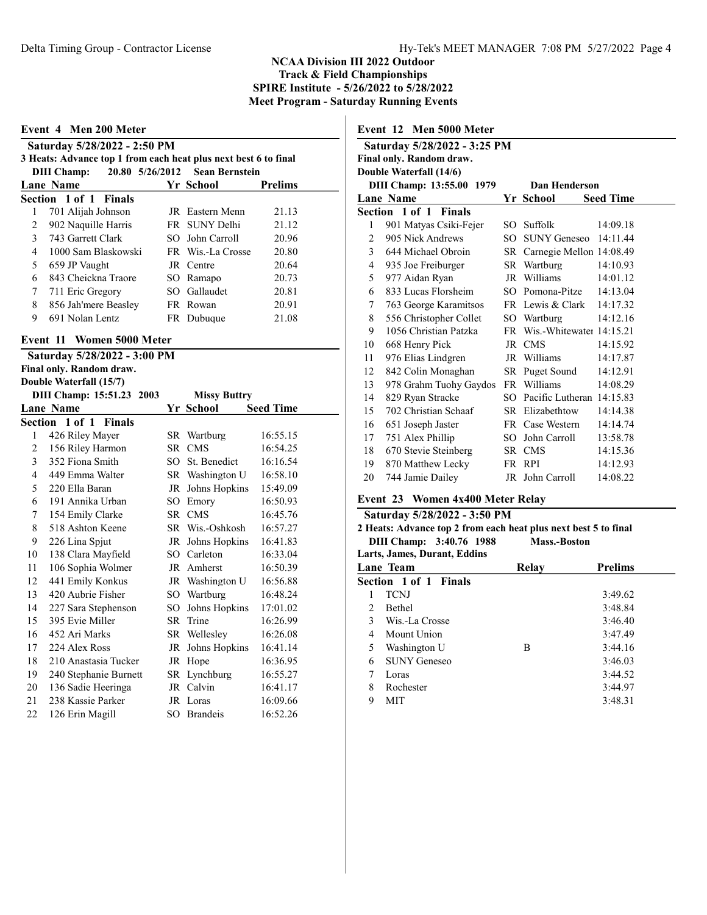**NCAA Division III 2022 Outdoor**
**Track & Field Championships**
**SPIRE Institute - 5/26/2022 to 5/28/2022**
**Meet Program - Saturday Running Events**

## Event 4 Men 200 Meter

**Saturday 5/28/2022 - 2:50 PM**
**3 Heats: Advance top 1 from each heat plus next best 6 to final**
**DIII Champ: 20.80 5/26/2012 Sean Bernstein**

| Lane | Name | Yr | School | Prelims |
|---|---|---|---|---|
| **Section 1 of 1 Finals** | | | | |
| 1 | 701 Alijah Johnson | JR | Eastern Menn | 21.13 |
| 2 | 902 Naquille Harris | FR | SUNY Delhi | 21.12 |
| 3 | 743 Garrett Clark | SO | John Carroll | 20.96 |
| 4 | 1000 Sam Blaskowski | FR | Wis.-La Crosse | 20.80 |
| 5 | 659 JP Vaught | JR | Centre | 20.64 |
| 6 | 843 Cheickna Traore | SO | Ramapo | 20.73 |
| 7 | 711 Eric Gregory | SO | Gallaudet | 20.81 |
| 8 | 856 Jah'mere Beasley | FR | Rowan | 20.91 |
| 9 | 691 Nolan Lentz | FR | Dubuque | 21.08 |

## Event 11 Women 5000 Meter

**Saturday 5/28/2022 - 3:00 PM**
**Final only. Random draw.**
**Double Waterfall (15/7)**
**DIII Champ: 15:51.23 2003 Missy Buttry**

| Lane | Name | Yr | School | Seed Time |
|---|---|---|---|---|
| **Section 1 of 1 Finals** | | | | |
| 1 | 426 Riley Mayer | SR | Wartburg | 16:55.15 |
| 2 | 156 Riley Harmon | SR | CMS | 16:54.25 |
| 3 | 352 Fiona Smith | SO | St. Benedict | 16:16.54 |
| 4 | 449 Emma Walter | SR | Washington U | 16:58.10 |
| 5 | 220 Ella Baran | JR | Johns Hopkins | 15:49.09 |
| 6 | 191 Annika Urban | SO | Emory | 16:50.93 |
| 7 | 154 Emily Clarke | SR | CMS | 16:45.76 |
| 8 | 518 Ashton Keene | SR | Wis.-Oshkosh | 16:57.27 |
| 9 | 226 Lina Spjut | JR | Johns Hopkins | 16:41.83 |
| 10 | 138 Clara Mayfield | SO | Carleton | 16:33.04 |
| 11 | 106 Sophia Wolmer | JR | Amherst | 16:50.39 |
| 12 | 441 Emily Konkus | JR | Washington U | 16:56.88 |
| 13 | 420 Aubrie Fisher | SO | Wartburg | 16:48.24 |
| 14 | 227 Sara Stephenson | SO | Johns Hopkins | 17:01.02 |
| 15 | 395 Evie Miller | SR | Trine | 16:26.99 |
| 16 | 452 Ari Marks | SR | Wellesley | 16:26.08 |
| 17 | 224 Alex Ross | JR | Johns Hopkins | 16:41.14 |
| 18 | 210 Anastasia Tucker | JR | Hope | 16:36.95 |
| 19 | 240 Stephanie Burnett | SR | Lynchburg | 16:55.27 |
| 20 | 136 Sadie Heeringa | JR | Calvin | 16:41.17 |
| 21 | 238 Kassie Parker | JR | Loras | 16:09.66 |
| 22 | 126 Erin Magill | SO | Brandeis | 16:52.26 |

## Event 12 Men 5000 Meter

**Saturday 5/28/2022 - 3:25 PM**
**Final only. Random draw.**
**Double Waterfall (14/6)**
**DIII Champ: 13:55.00 1979 Dan Henderson**

| Lane | Name | Yr | School | Seed Time |
|---|---|---|---|---|
| **Section 1 of 1 Finals** | | | | |
| 1 | 901 Matyas Csiki-Fejer | SO | Suffolk | 14:09.18 |
| 2 | 905 Nick Andrews | SO | SUNY Geneseo | 14:11.44 |
| 3 | 644 Michael Obroin | SR | Carnegie Mellon | 14:08.49 |
| 4 | 935 Joe Freiburger | SR | Wartburg | 14:10.93 |
| 5 | 977 Aidan Ryan | JR | Williams | 14:01.12 |
| 6 | 833 Lucas Florsheim | SO | Pomona-Pitze | 14:13.04 |
| 7 | 763 George Karamitsos | FR | Lewis & Clark | 14:17.32 |
| 8 | 556 Christopher Collet | SO | Wartburg | 14:12.16 |
| 9 | 1056 Christian Patzka | FR | Wis.-Whitewater | 14:15.21 |
| 10 | 668 Henry Pick | JR | CMS | 14:15.92 |
| 11 | 976 Elias Lindgren | JR | Williams | 14:17.87 |
| 12 | 842 Colin Monaghan | SR | Puget Sound | 14:12.91 |
| 13 | 978 Grahm Tuohy Gaydos | FR | Williams | 14:08.29 |
| 14 | 829 Ryan Stracke | SO | Pacific Lutheran | 14:15.83 |
| 15 | 702 Christian Schaaf | SR | Elizabethtow | 14:14.38 |
| 16 | 651 Joseph Jaster | FR | Case Western | 14:14.74 |
| 17 | 751 Alex Phillip | SO | John Carroll | 13:58.78 |
| 18 | 670 Stevie Steinberg | SR | CMS | 14:15.36 |
| 19 | 870 Matthew Lecky | FR | RPI | 14:12.93 |
| 20 | 744 Jamie Dailey | JR | John Carroll | 14:08.22 |

## Event 23 Women 4x400 Meter Relay

**Saturday 5/28/2022 - 3:50 PM**
**2 Heats: Advance top 2 from each heat plus next best 5 to final**
**DIII Champ: 3:40.76 1988 Mass.-Boston**
**Larts, James, Durant, Eddins**

| Lane | Team | Relay | Prelims |
|---|---|---|---|
| **Section 1 of 1 Finals** | | | |
| 1 | TCNJ | | 3:49.62 |
| 2 | Bethel | | 3:48.84 |
| 3 | Wis.-La Crosse | | 3:46.40 |
| 4 | Mount Union | | 3:47.49 |
| 5 | Washington U | B | 3:44.16 |
| 6 | SUNY Geneseo | | 3:46.03 |
| 7 | Loras | | 3:44.52 |
| 8 | Rochester | | 3:44.97 |
| 9 | MIT | | 3:48.31 |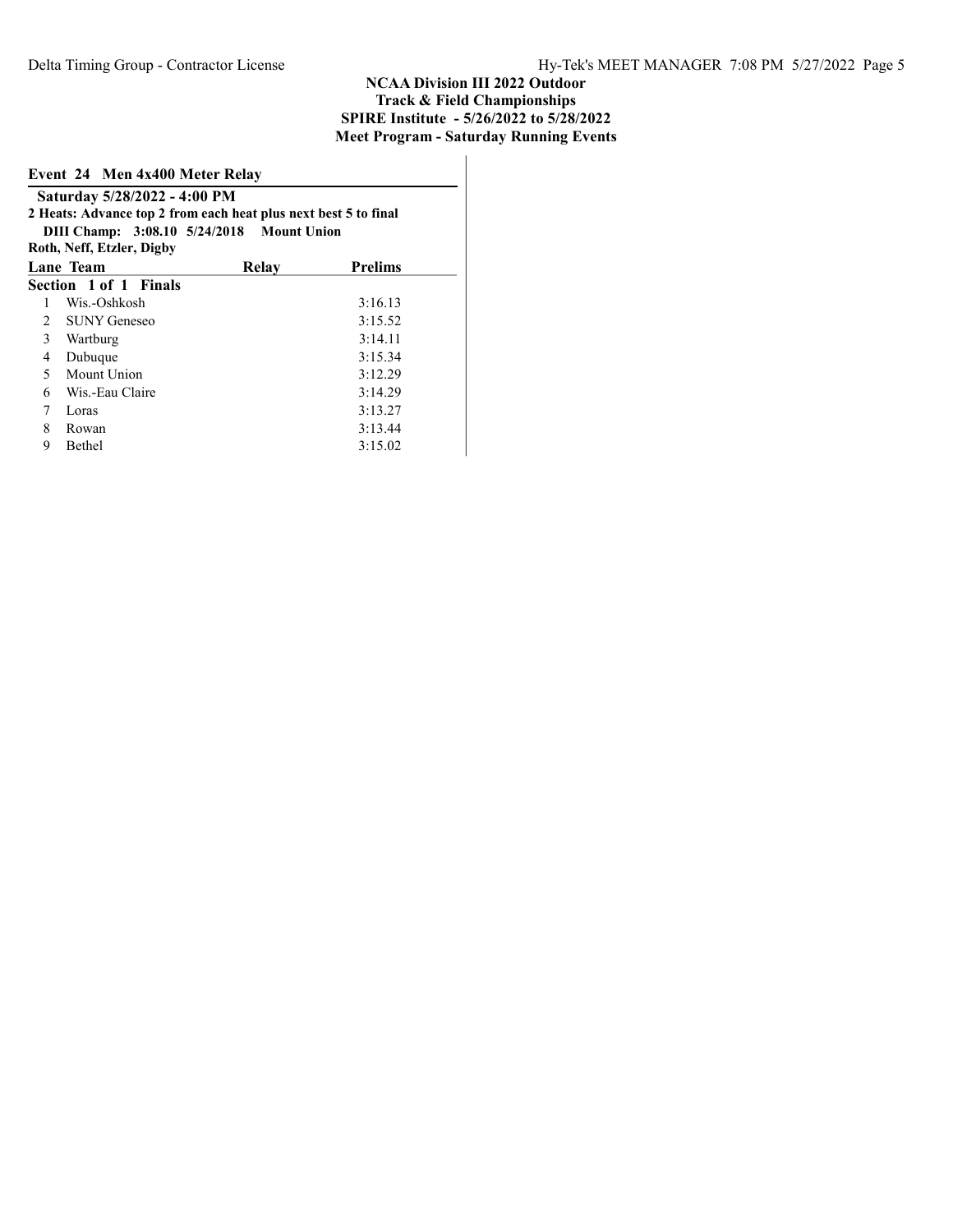## Event 24 Men 4x400 Meter Relay

**Saturday 5/28/2022 - 4:00 PM**

**2 Heats: Advance top 2 from each heat plus next best 5 to final**

**DIII Champ: 3:08.10 5/24/2018 Mount Union**

**Roth, Neff, Etzler, Digby**

| Lane | Team | Relay | Prelims |
|---|---|---|---|
| **Section 1 of 1 Finals** | | | |
| 1 | Wis.-Oshkosh | | 3:16.13 |
| 2 | SUNY Geneseo | | 3:15.52 |
| 3 | Wartburg | | 3:14.11 |
| 4 | Dubuque | | 3:15.34 |
| 5 | Mount Union | | 3:12.29 |
| 6 | Wis.-Eau Claire | | 3:14.29 |
| 7 | Loras | | 3:13.27 |
| 8 | Rowan | | 3:13.44 |
| 9 | Bethel | | 3:15.02 |